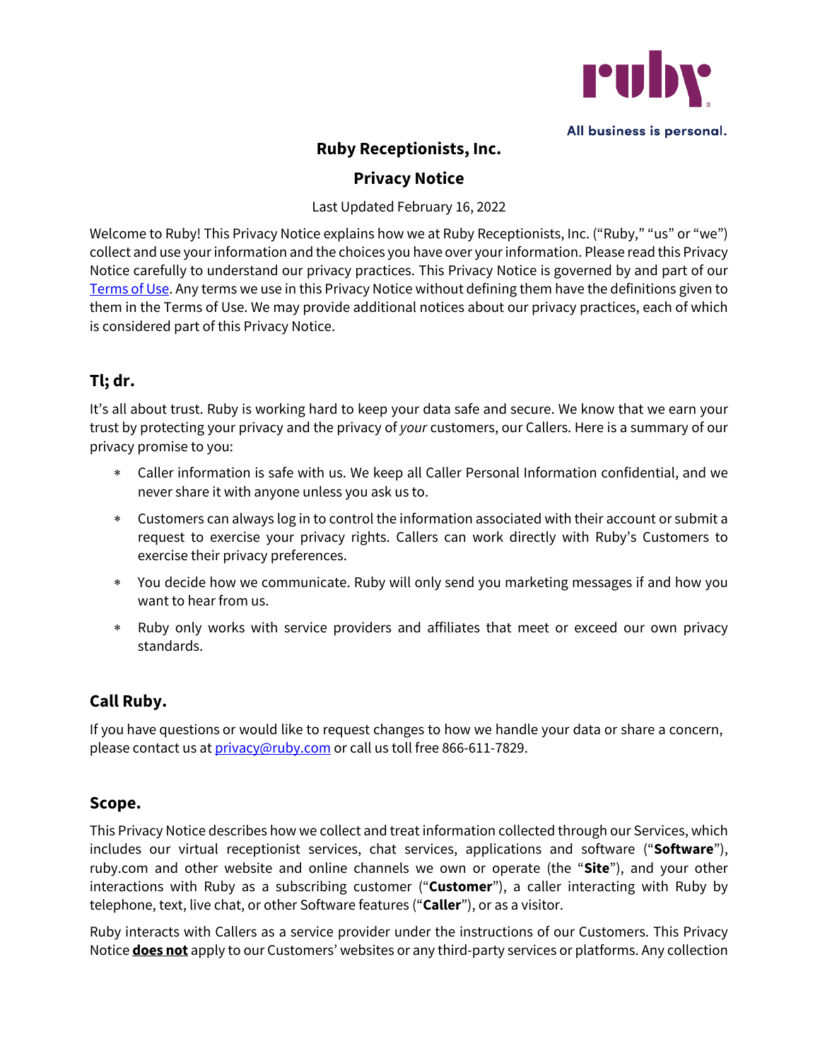All business is personal.

# Ruby Receptionists, Inc.

# Privacy Notice

Last Updated February 16, 2022

Welcome to Ruby! This Privacy Notice explains how we at Ruby Receptionists, Inc. ("Ruby," "us" or "we") collect and use your information and the choices you have over your information. Please read this Privacy Notice carefully to understand our privacy practices. This Privacy Notice is governed by and part of our Terms of Use. Any terms we use in this Privacy Notice without defining them have the definitions given to them in the Terms of Use. We may provide additional notices about our privacy practices, each of which is considered part of this Privacy Notice.

## Tl; dr.

It's all about trust. Ruby is working hard to keep your data safe and secure. We know that we earn your trust by protecting your privacy and the privacy of *your* customers, our Callers. Here is a summary of our privacy promise to you:

* Caller information is safe with us. We keep all Caller Personal Information confidential, and we never share it with anyone unless you ask us to.
* Customers can always log in to control the information associated with their account or submit a request to exercise your privacy rights. Callers can work directly with Ruby's Customers to exercise their privacy preferences.
* You decide how we communicate. Ruby will only send you marketing messages if and how you want to hear from us.
* Ruby only works with service providers and affiliates that meet or exceed our own privacy standards.

## Call Ruby.

If you have questions or would like to request changes to how we handle your data or share a concern, please contact us at privacy@ruby.com or call us toll free 866-611-7829.

## Scope.

This Privacy Notice describes how we collect and treat information collected through our Services, which includes our virtual receptionist services, chat services, applications and software ("**Software**"), ruby.com and other website and online channels we own or operate (the "**Site**"), and your other interactions with Ruby as a subscribing customer ("**Customer**"), a caller interacting with Ruby by telephone, text, live chat, or other Software features ("**Caller**"), or as a visitor.

Ruby interacts with Callers as a service provider under the instructions of our Customers. This Privacy Notice **does not** apply to our Customers' websites or any third-party services or platforms. Any collection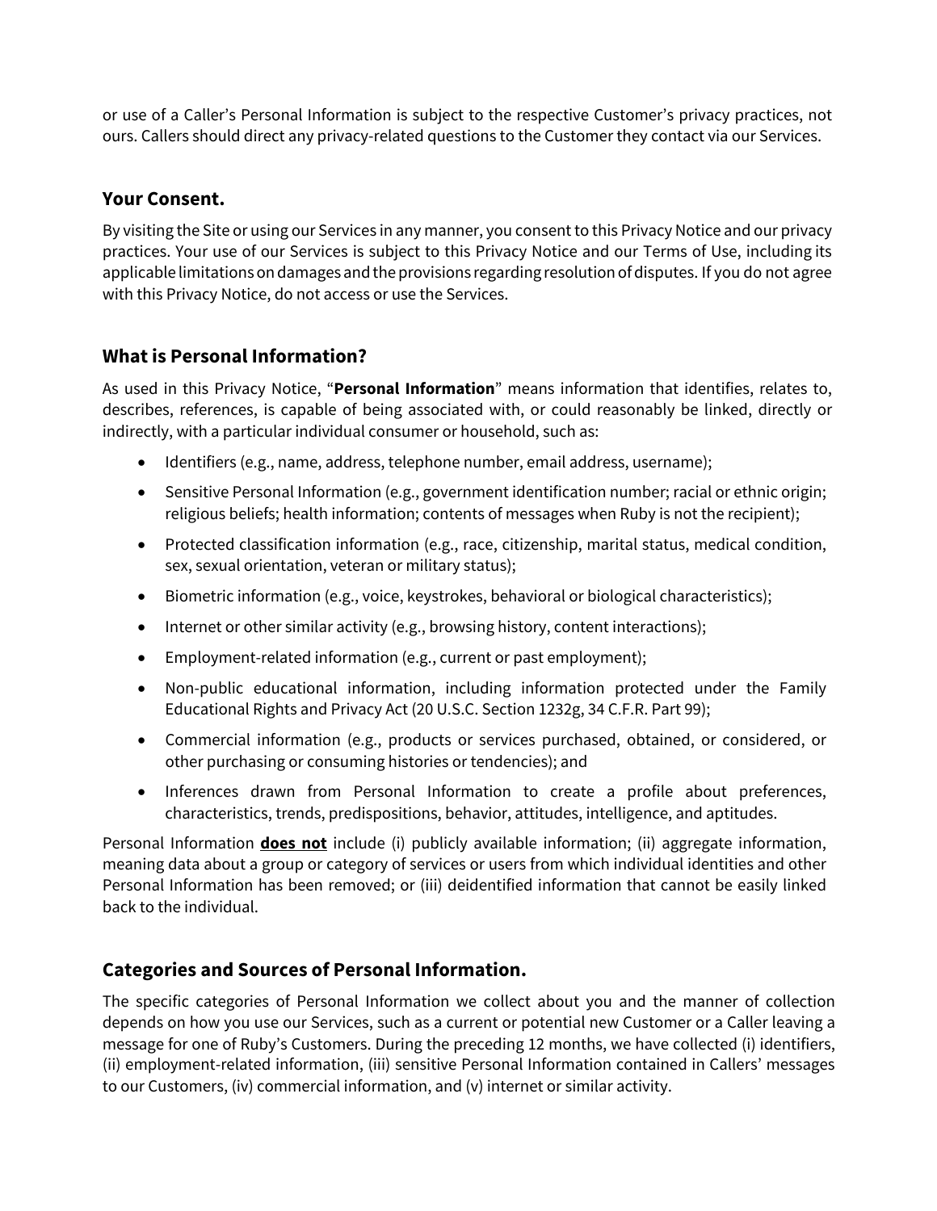or use of a Caller's Personal Information is subject to the respective Customer's privacy practices, not ours. Callers should direct any privacy-related questions to the Customer they contact via our Services.

## Your Consent.

By visiting the Site or using our Services in any manner, you consent to this Privacy Notice and our privacy practices. Your use of our Services is subject to this Privacy Notice and our Terms of Use, including its applicable limitations on damages and the provisions regarding resolution of disputes. If you do not agree with this Privacy Notice, do not access or use the Services.

## What is Personal Information?

As used in this Privacy Notice, "**Personal Information**" means information that identifies, relates to, describes, references, is capable of being associated with, or could reasonably be linked, directly or indirectly, with a particular individual consumer or household, such as:

- Identifiers (e.g., name, address, telephone number, email address, username);
- Sensitive Personal Information (e.g., government identification number; racial or ethnic origin; religious beliefs; health information; contents of messages when Ruby is not the recipient);
- Protected classification information (e.g., race, citizenship, marital status, medical condition, sex, sexual orientation, veteran or military status);
- Biometric information (e.g., voice, keystrokes, behavioral or biological characteristics);
- Internet or other similar activity (e.g., browsing history, content interactions);
- Employment-related information (e.g., current or past employment);
- Non-public educational information, including information protected under the Family Educational Rights and Privacy Act (20 U.S.C. Section 1232g, 34 C.F.R. Part 99);
- Commercial information (e.g., products or services purchased, obtained, or considered, or other purchasing or consuming histories or tendencies); and
- Inferences drawn from Personal Information to create a profile about preferences, characteristics, trends, predispositions, behavior, attitudes, intelligence, and aptitudes.

Personal Information ***does not*** include (i) publicly available information; (ii) aggregate information, meaning data about a group or category of services or users from which individual identities and other Personal Information has been removed; or (iii) deidentified information that cannot be easily linked back to the individual.

## Categories and Sources of Personal Information.

The specific categories of Personal Information we collect about you and the manner of collection depends on how you use our Services, such as a current or potential new Customer or a Caller leaving a message for one of Ruby's Customers. During the preceding 12 months, we have collected (i) identifiers, (ii) employment-related information, (iii) sensitive Personal Information contained in Callers' messages to our Customers, (iv) commercial information, and (v) internet or similar activity.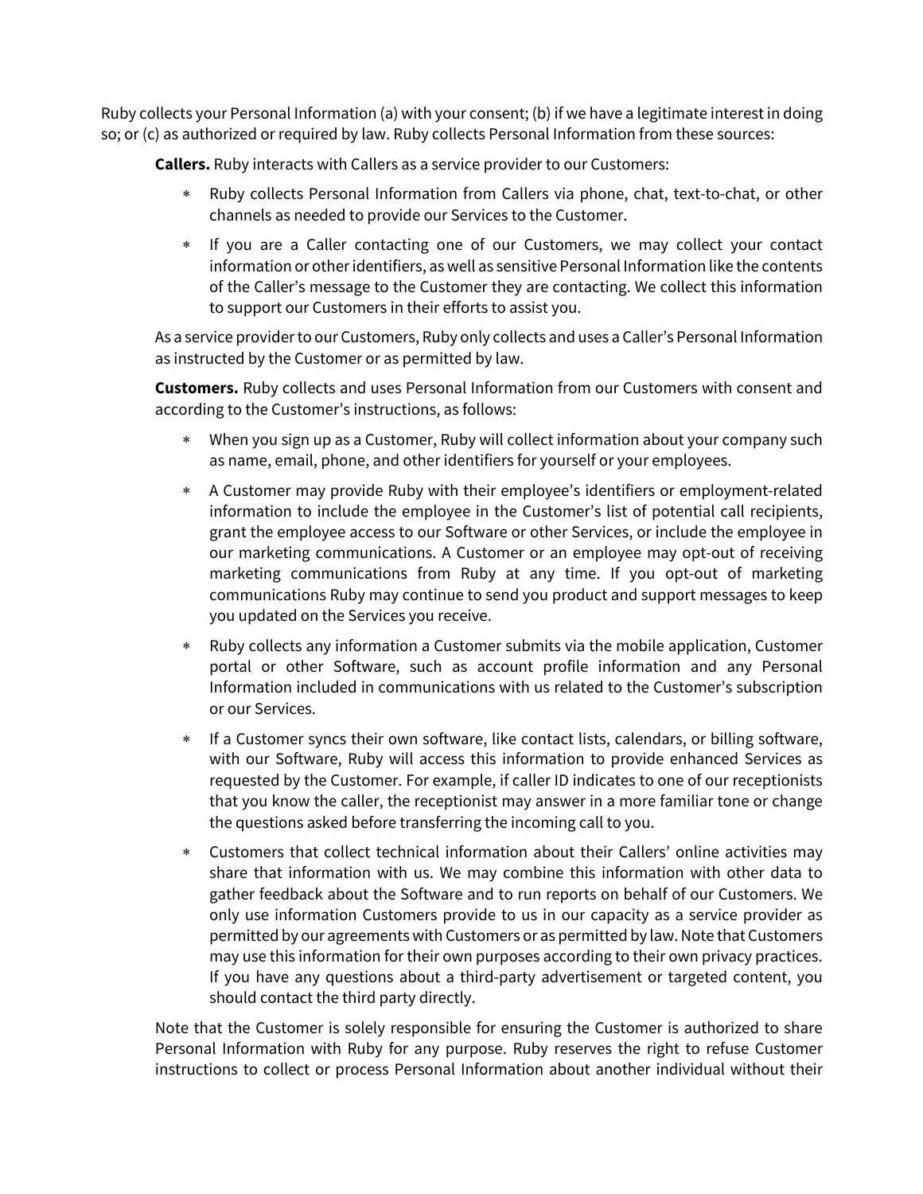Ruby collects your Personal Information (a) with your consent; (b) if we have a legitimate interest in doing so; or (c) as authorized or required by law. Ruby collects Personal Information from these sources:

**Callers.** Ruby interacts with Callers as a service provider to our Customers:

* Ruby collects Personal Information from Callers via phone, chat, text-to-chat, or other channels as needed to provide our Services to the Customer.
* If you are a Caller contacting one of our Customers, we may collect your contact information or other identifiers, as well as sensitive Personal Information like the contents of the Caller's message to the Customer they are contacting. We collect this information to support our Customers in their efforts to assist you.

As a service provider to our Customers, Ruby only collects and uses a Caller's Personal Information as instructed by the Customer or as permitted by law.

**Customers.** Ruby collects and uses Personal Information from our Customers with consent and according to the Customer's instructions, as follows:

* When you sign up as a Customer, Ruby will collect information about your company such as name, email, phone, and other identifiers for yourself or your employees.
* A Customer may provide Ruby with their employee's identifiers or employment-related information to include the employee in the Customer's list of potential call recipients, grant the employee access to our Software or other Services, or include the employee in our marketing communications. A Customer or an employee may opt-out of receiving marketing communications from Ruby at any time. If you opt-out of marketing communications Ruby may continue to send you product and support messages to keep you updated on the Services you receive.
* Ruby collects any information a Customer submits via the mobile application, Customer portal or other Software, such as account profile information and any Personal Information included in communications with us related to the Customer's subscription or our Services.
* If a Customer syncs their own software, like contact lists, calendars, or billing software, with our Software, Ruby will access this information to provide enhanced Services as requested by the Customer. For example, if caller ID indicates to one of our receptionists that you know the caller, the receptionist may answer in a more familiar tone or change the questions asked before transferring the incoming call to you.
* Customers that collect technical information about their Callers' online activities may share that information with us. We may combine this information with other data to gather feedback about the Software and to run reports on behalf of our Customers. We only use information Customers provide to us in our capacity as a service provider as permitted by our agreements with Customers or as permitted by law. Note that Customers may use this information for their own purposes according to their own privacy practices. If you have any questions about a third-party advertisement or targeted content, you should contact the third party directly.

Note that the Customer is solely responsible for ensuring the Customer is authorized to share Personal Information with Ruby for any purpose. Ruby reserves the right to refuse Customer instructions to collect or process Personal Information about another individual without their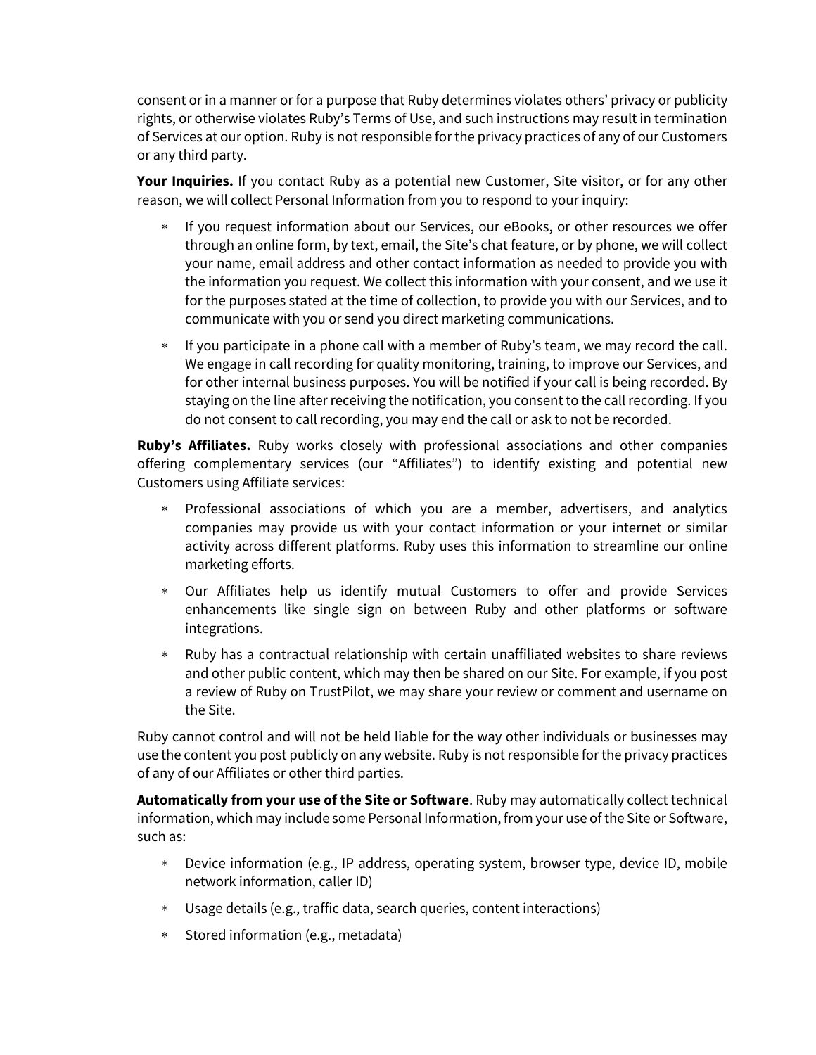consent or in a manner or for a purpose that Ruby determines violates others' privacy or publicity rights, or otherwise violates Ruby's Terms of Use, and such instructions may result in termination of Services at our option. Ruby is not responsible for the privacy practices of any of our Customers or any third party.

**Your Inquiries.** If you contact Ruby as a potential new Customer, Site visitor, or for any other reason, we will collect Personal Information from you to respond to your inquiry:

- If you request information about our Services, our eBooks, or other resources we offer through an online form, by text, email, the Site's chat feature, or by phone, we will collect your name, email address and other contact information as needed to provide you with the information you request. We collect this information with your consent, and we use it for the purposes stated at the time of collection, to provide you with our Services, and to communicate with you or send you direct marketing communications.
- If you participate in a phone call with a member of Ruby's team, we may record the call. We engage in call recording for quality monitoring, training, to improve our Services, and for other internal business purposes. You will be notified if your call is being recorded. By staying on the line after receiving the notification, you consent to the call recording. If you do not consent to call recording, you may end the call or ask to not be recorded.

**Ruby's Affiliates.** Ruby works closely with professional associations and other companies offering complementary services (our "Affiliates") to identify existing and potential new Customers using Affiliate services:

- Professional associations of which you are a member, advertisers, and analytics companies may provide us with your contact information or your internet or similar activity across different platforms. Ruby uses this information to streamline our online marketing efforts.
- Our Affiliates help us identify mutual Customers to offer and provide Services enhancements like single sign on between Ruby and other platforms or software integrations.
- Ruby has a contractual relationship with certain unaffiliated websites to share reviews and other public content, which may then be shared on our Site. For example, if you post a review of Ruby on TrustPilot, we may share your review or comment and username on the Site.

Ruby cannot control and will not be held liable for the way other individuals or businesses may use the content you post publicly on any website. Ruby is not responsible for the privacy practices of any of our Affiliates or other third parties.

**Automatically from your use of the Site or Software**. Ruby may automatically collect technical information, which may include some Personal Information, from your use of the Site or Software, such as:

- Device information (e.g., IP address, operating system, browser type, device ID, mobile network information, caller ID)
- Usage details (e.g., traffic data, search queries, content interactions)
- Stored information (e.g., metadata)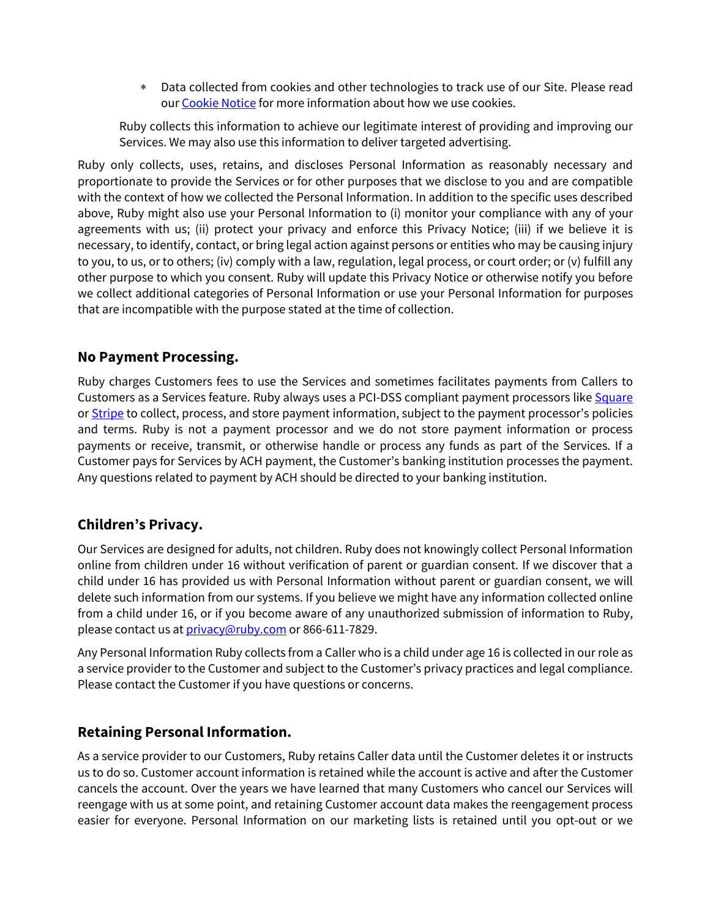* Data collected from cookies and other technologies to track use of our Site. Please read our [Cookie Notice](#) for more information about how we use cookies.

Ruby collects this information to achieve our legitimate interest of providing and improving our Services. We may also use this information to deliver targeted advertising.

Ruby only collects, uses, retains, and discloses Personal Information as reasonably necessary and proportionate to provide the Services or for other purposes that we disclose to you and are compatible with the context of how we collected the Personal Information. In addition to the specific uses described above, Ruby might also use your Personal Information to (i) monitor your compliance with any of your agreements with us; (ii) protect your privacy and enforce this Privacy Notice; (iii) if we believe it is necessary, to identify, contact, or bring legal action against persons or entities who may be causing injury to you, to us, or to others; (iv) comply with a law, regulation, legal process, or court order; or (v) fulfill any other purpose to which you consent. Ruby will update this Privacy Notice or otherwise notify you before we collect additional categories of Personal Information or use your Personal Information for purposes that are incompatible with the purpose stated at the time of collection.

## No Payment Processing.

Ruby charges Customers fees to use the Services and sometimes facilitates payments from Callers to Customers as a Services feature. Ruby always uses a PCI-DSS compliant payment processors like [Square](#) or [Stripe](#) to collect, process, and store payment information, subject to the payment processor's policies and terms. Ruby is not a payment processor and we do not store payment information or process payments or receive, transmit, or otherwise handle or process any funds as part of the Services. If a Customer pays for Services by ACH payment, the Customer's banking institution processes the payment. Any questions related to payment by ACH should be directed to your banking institution.

## Children's Privacy.

Our Services are designed for adults, not children. Ruby does not knowingly collect Personal Information online from children under 16 without verification of parent or guardian consent. If we discover that a child under 16 has provided us with Personal Information without parent or guardian consent, we will delete such information from our systems. If you believe we might have any information collected online from a child under 16, or if you become aware of any unauthorized submission of information to Ruby, please contact us at [privacy@ruby.com](mailto:privacy@ruby.com) or 866-611-7829.

Any Personal Information Ruby collects from a Caller who is a child under age 16 is collected in our role as a service provider to the Customer and subject to the Customer's privacy practices and legal compliance. Please contact the Customer if you have questions or concerns.

## Retaining Personal Information.

As a service provider to our Customers, Ruby retains Caller data until the Customer deletes it or instructs us to do so. Customer account information is retained while the account is active and after the Customer cancels the account. Over the years we have learned that many Customers who cancel our Services will reengage with us at some point, and retaining Customer account data makes the reengagement process easier for everyone. Personal Information on our marketing lists is retained until you opt-out or we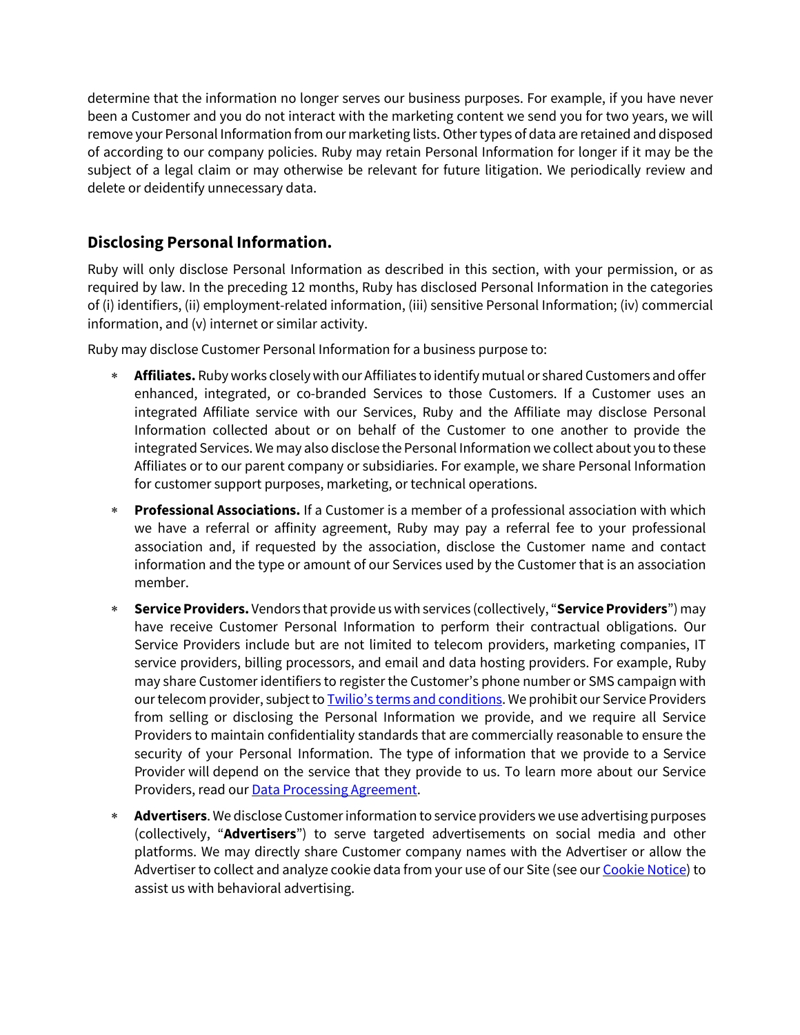determine that the information no longer serves our business purposes. For example, if you have never been a Customer and you do not interact with the marketing content we send you for two years, we will remove your Personal Information from our marketing lists. Other types of data are retained and disposed of according to our company policies. Ruby may retain Personal Information for longer if it may be the subject of a legal claim or may otherwise be relevant for future litigation. We periodically review and delete or deidentify unnecessary data.

## Disclosing Personal Information.

Ruby will only disclose Personal Information as described in this section, with your permission, or as required by law. In the preceding 12 months, Ruby has disclosed Personal Information in the categories of (i) identifiers, (ii) employment-related information, (iii) sensitive Personal Information; (iv) commercial information, and (v) internet or similar activity.

Ruby may disclose Customer Personal Information for a business purpose to:

- **Affiliates.** Ruby works closely with our Affiliates to identify mutual or shared Customers and offer enhanced, integrated, or co-branded Services to those Customers. If a Customer uses an integrated Affiliate service with our Services, Ruby and the Affiliate may disclose Personal Information collected about or on behalf of the Customer to one another to provide the integrated Services. We may also disclose the Personal Information we collect about you to these Affiliates or to our parent company or subsidiaries. For example, we share Personal Information for customer support purposes, marketing, or technical operations.
- **Professional Associations.** If a Customer is a member of a professional association with which we have a referral or affinity agreement, Ruby may pay a referral fee to your professional association and, if requested by the association, disclose the Customer name and contact information and the type or amount of our Services used by the Customer that is an association member.
- **Service Providers.** Vendors that provide us with services (collectively, "**Service Providers**") may have receive Customer Personal Information to perform their contractual obligations. Our Service Providers include but are not limited to telecom providers, marketing companies, IT service providers, billing processors, and email and data hosting providers. For example, Ruby may share Customer identifiers to register the Customer's phone number or SMS campaign with our telecom provider, subject to [Twilio's terms and conditions](). We prohibit our Service Providers from selling or disclosing the Personal Information we provide, and we require all Service Providers to maintain confidentiality standards that are commercially reasonable to ensure the security of your Personal Information. The type of information that we provide to a Service Provider will depend on the service that they provide to us. To learn more about our Service Providers, read our [Data Processing Agreement]().
- **Advertisers**. We disclose Customer information to service providers we use advertising purposes (collectively, "**Advertisers**") to serve targeted advertisements on social media and other platforms. We may directly share Customer company names with the Advertiser or allow the Advertiser to collect and analyze cookie data from your use of our Site (see our [Cookie Notice]()) to assist us with behavioral advertising.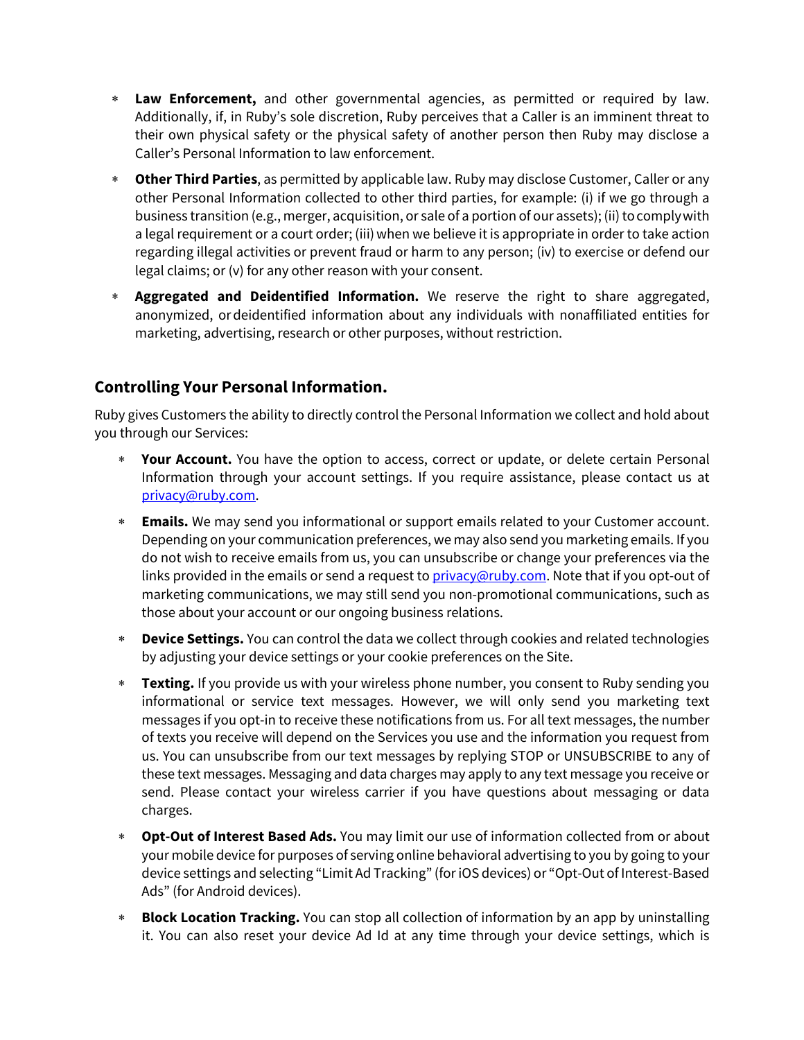* **Law Enforcement,** and other governmental agencies, as permitted or required by law. Additionally, if, in Ruby's sole discretion, Ruby perceives that a Caller is an imminent threat to their own physical safety or the physical safety of another person then Ruby may disclose a Caller's Personal Information to law enforcement.
* **Other Third Parties**, as permitted by applicable law. Ruby may disclose Customer, Caller or any other Personal Information collected to other third parties, for example: (i) if we go through a business transition (e.g., merger, acquisition, or sale of a portion of our assets); (ii) to comply with a legal requirement or a court order; (iii) when we believe it is appropriate in order to take action regarding illegal activities or prevent fraud or harm to any person; (iv) to exercise or defend our legal claims; or (v) for any other reason with your consent.
* **Aggregated and Deidentified Information.** We reserve the right to share aggregated, anonymized, or deidentified information about any individuals with nonaffiliated entities for marketing, advertising, research or other purposes, without restriction.

### Controlling Your Personal Information.

Ruby gives Customers the ability to directly control the Personal Information we collect and hold about you through our Services:

* **Your Account.** You have the option to access, correct or update, or delete certain Personal Information through your account settings. If you require assistance, please contact us at [privacy@ruby.com](mailto:privacy@ruby.com).
* **Emails.** We may send you informational or support emails related to your Customer account. Depending on your communication preferences, we may also send you marketing emails. If you do not wish to receive emails from us, you can unsubscribe or change your preferences via the links provided in the emails or send a request to [privacy@ruby.com](mailto:privacy@ruby.com). Note that if you opt-out of marketing communications, we may still send you non-promotional communications, such as those about your account or our ongoing business relations.
* **Device Settings.** You can control the data we collect through cookies and related technologies by adjusting your device settings or your cookie preferences on the Site.
* **Texting.** If you provide us with your wireless phone number, you consent to Ruby sending you informational or service text messages. However, we will only send you marketing text messages if you opt-in to receive these notifications from us. For all text messages, the number of texts you receive will depend on the Services you use and the information you request from us. You can unsubscribe from our text messages by replying STOP or UNSUBSCRIBE to any of these text messages. Messaging and data charges may apply to any text message you receive or send. Please contact your wireless carrier if you have questions about messaging or data charges.
* **Opt-Out of Interest Based Ads.** You may limit our use of information collected from or about your mobile device for purposes of serving online behavioral advertising to you by going to your device settings and selecting "Limit Ad Tracking" (for iOS devices) or "Opt-Out of Interest-Based Ads" (for Android devices).
* **Block Location Tracking.** You can stop all collection of information by an app by uninstalling it. You can also reset your device Ad Id at any time through your device settings, which is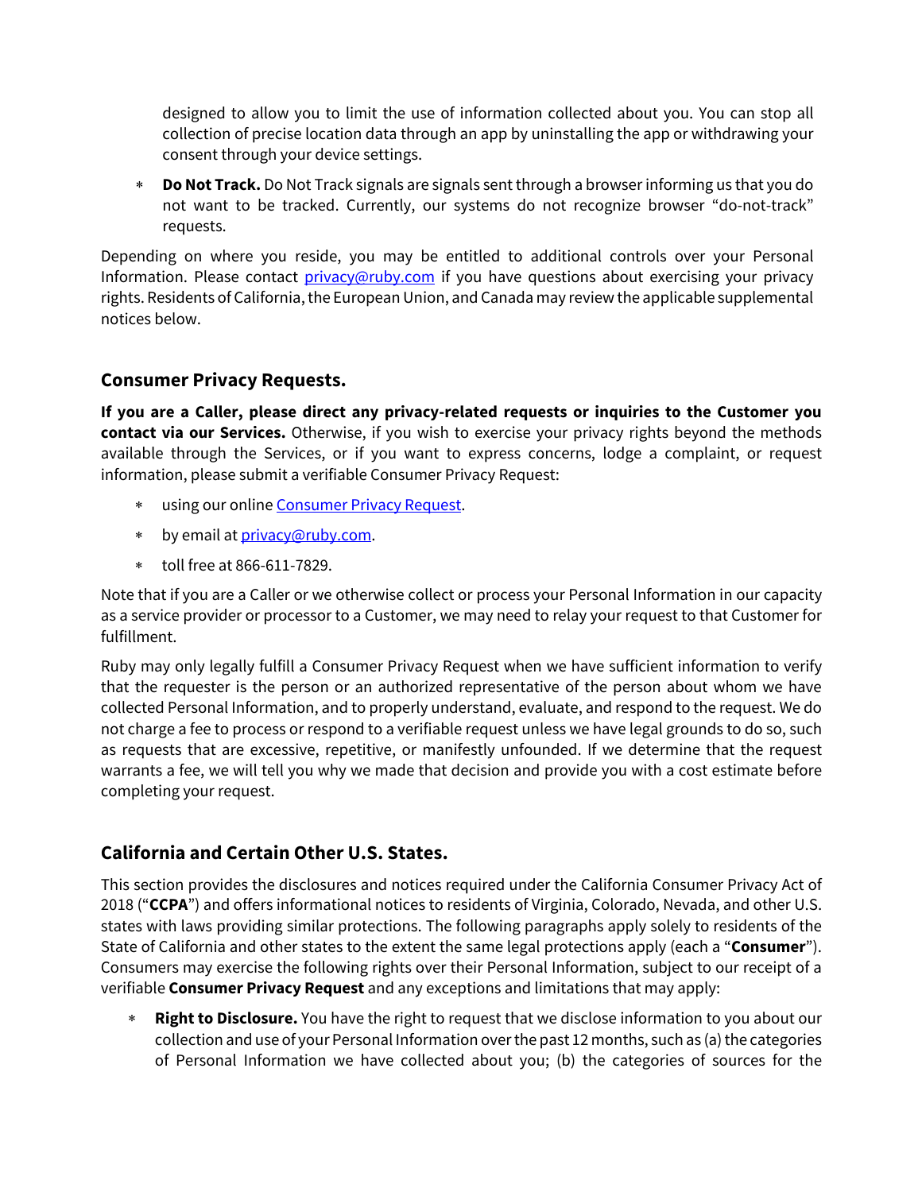designed to allow you to limit the use of information collected about you. You can stop all collection of precise location data through an app by uninstalling the app or withdrawing your consent through your device settings.

* **Do Not Track.** Do Not Track signals are signals sent through a browser informing us that you do not want to be tracked. Currently, our systems do not recognize browser "do-not-track" requests.

Depending on where you reside, you may be entitled to additional controls over your Personal Information. Please contact [privacy@ruby.com](mailto:privacy@ruby.com) if you have questions about exercising your privacy rights. Residents of California, the European Union, and Canada may review the applicable supplemental notices below.

## Consumer Privacy Requests.

**If you are a Caller, please direct any privacy-related requests or inquiries to the Customer you contact via our Services.** Otherwise, if you wish to exercise your privacy rights beyond the methods available through the Services, or if you want to express concerns, lodge a complaint, or request information, please submit a verifiable Consumer Privacy Request:

* using our online Consumer Privacy Request.
* by email at [privacy@ruby.com](mailto:privacy@ruby.com).
* toll free at 866-611-7829.

Note that if you are a Caller or we otherwise collect or process your Personal Information in our capacity as a service provider or processor to a Customer, we may need to relay your request to that Customer for fulfillment.

Ruby may only legally fulfill a Consumer Privacy Request when we have sufficient information to verify that the requester is the person or an authorized representative of the person about whom we have collected Personal Information, and to properly understand, evaluate, and respond to the request. We do not charge a fee to process or respond to a verifiable request unless we have legal grounds to do so, such as requests that are excessive, repetitive, or manifestly unfounded. If we determine that the request warrants a fee, we will tell you why we made that decision and provide you with a cost estimate before completing your request.

## California and Certain Other U.S. States.

This section provides the disclosures and notices required under the California Consumer Privacy Act of 2018 ("**CCPA**") and offers informational notices to residents of Virginia, Colorado, Nevada, and other U.S. states with laws providing similar protections. The following paragraphs apply solely to residents of the State of California and other states to the extent the same legal protections apply (each a "**Consumer**"). Consumers may exercise the following rights over their Personal Information, subject to our receipt of a verifiable **Consumer Privacy Request** and any exceptions and limitations that may apply:

* **Right to Disclosure.** You have the right to request that we disclose information to you about our collection and use of your Personal Information over the past 12 months, such as (a) the categories of Personal Information we have collected about you; (b) the categories of sources for the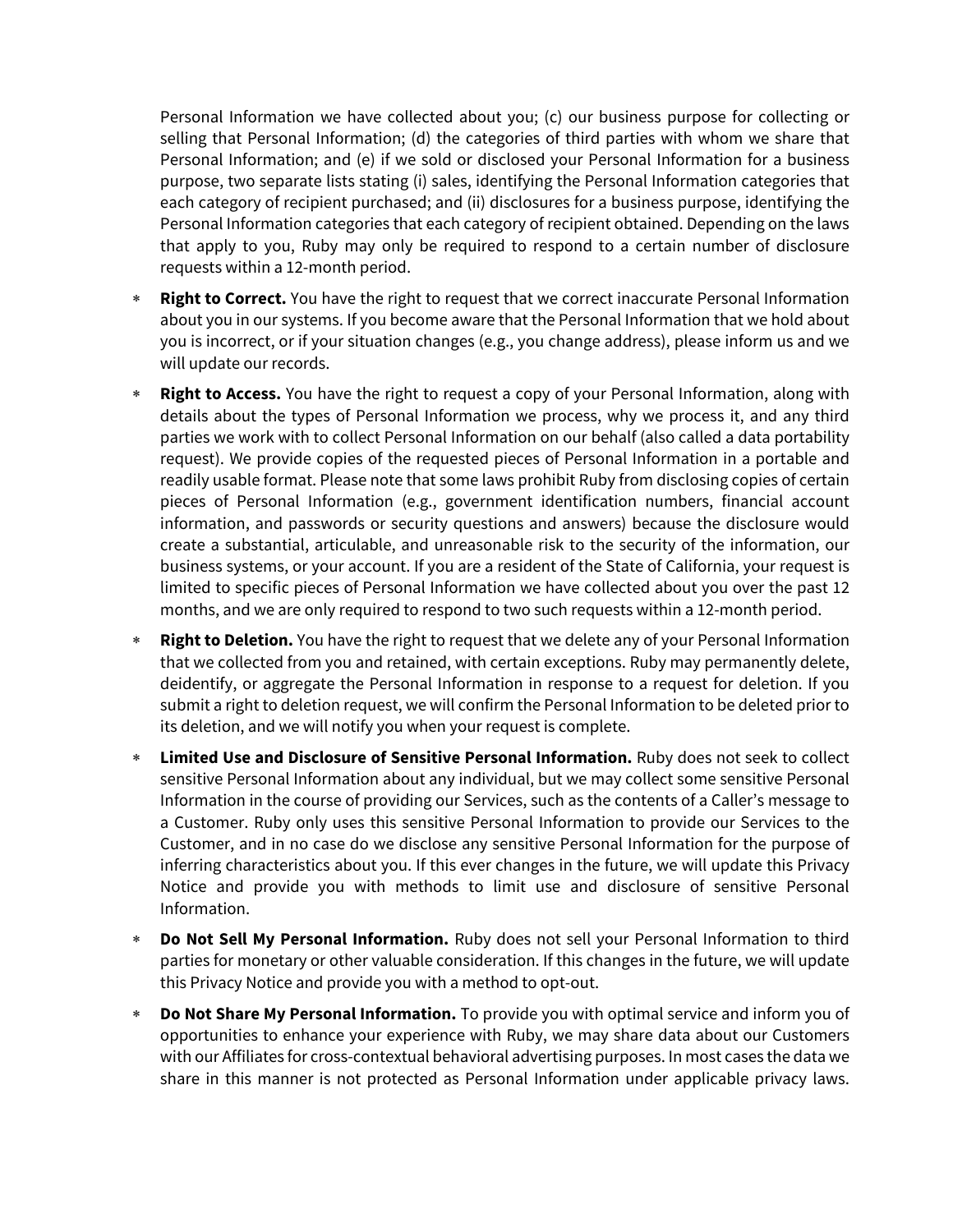Personal Information we have collected about you; (c) our business purpose for collecting or selling that Personal Information; (d) the categories of third parties with whom we share that Personal Information; and (e) if we sold or disclosed your Personal Information for a business purpose, two separate lists stating (i) sales, identifying the Personal Information categories that each category of recipient purchased; and (ii) disclosures for a business purpose, identifying the Personal Information categories that each category of recipient obtained. Depending on the laws that apply to you, Ruby may only be required to respond to a certain number of disclosure requests within a 12-month period.

* **Right to Correct.** You have the right to request that we correct inaccurate Personal Information about you in our systems. If you become aware that the Personal Information that we hold about you is incorrect, or if your situation changes (e.g., you change address), please inform us and we will update our records.
* **Right to Access.** You have the right to request a copy of your Personal Information, along with details about the types of Personal Information we process, why we process it, and any third parties we work with to collect Personal Information on our behalf (also called a data portability request). We provide copies of the requested pieces of Personal Information in a portable and readily usable format. Please note that some laws prohibit Ruby from disclosing copies of certain pieces of Personal Information (e.g., government identification numbers, financial account information, and passwords or security questions and answers) because the disclosure would create a substantial, articulable, and unreasonable risk to the security of the information, our business systems, or your account. If you are a resident of the State of California, your request is limited to specific pieces of Personal Information we have collected about you over the past 12 months, and we are only required to respond to two such requests within a 12-month period.
* **Right to Deletion.** You have the right to request that we delete any of your Personal Information that we collected from you and retained, with certain exceptions. Ruby may permanently delete, deidentify, or aggregate the Personal Information in response to a request for deletion. If you submit a right to deletion request, we will confirm the Personal Information to be deleted prior to its deletion, and we will notify you when your request is complete.
* **Limited Use and Disclosure of Sensitive Personal Information.** Ruby does not seek to collect sensitive Personal Information about any individual, but we may collect some sensitive Personal Information in the course of providing our Services, such as the contents of a Caller's message to a Customer. Ruby only uses this sensitive Personal Information to provide our Services to the Customer, and in no case do we disclose any sensitive Personal Information for the purpose of inferring characteristics about you. If this ever changes in the future, we will update this Privacy Notice and provide you with methods to limit use and disclosure of sensitive Personal Information.
* **Do Not Sell My Personal Information.** Ruby does not sell your Personal Information to third parties for monetary or other valuable consideration. If this changes in the future, we will update this Privacy Notice and provide you with a method to opt-out.
* **Do Not Share My Personal Information.** To provide you with optimal service and inform you of opportunities to enhance your experience with Ruby, we may share data about our Customers with our Affiliates for cross-contextual behavioral advertising purposes. In most cases the data we share in this manner is not protected as Personal Information under applicable privacy laws.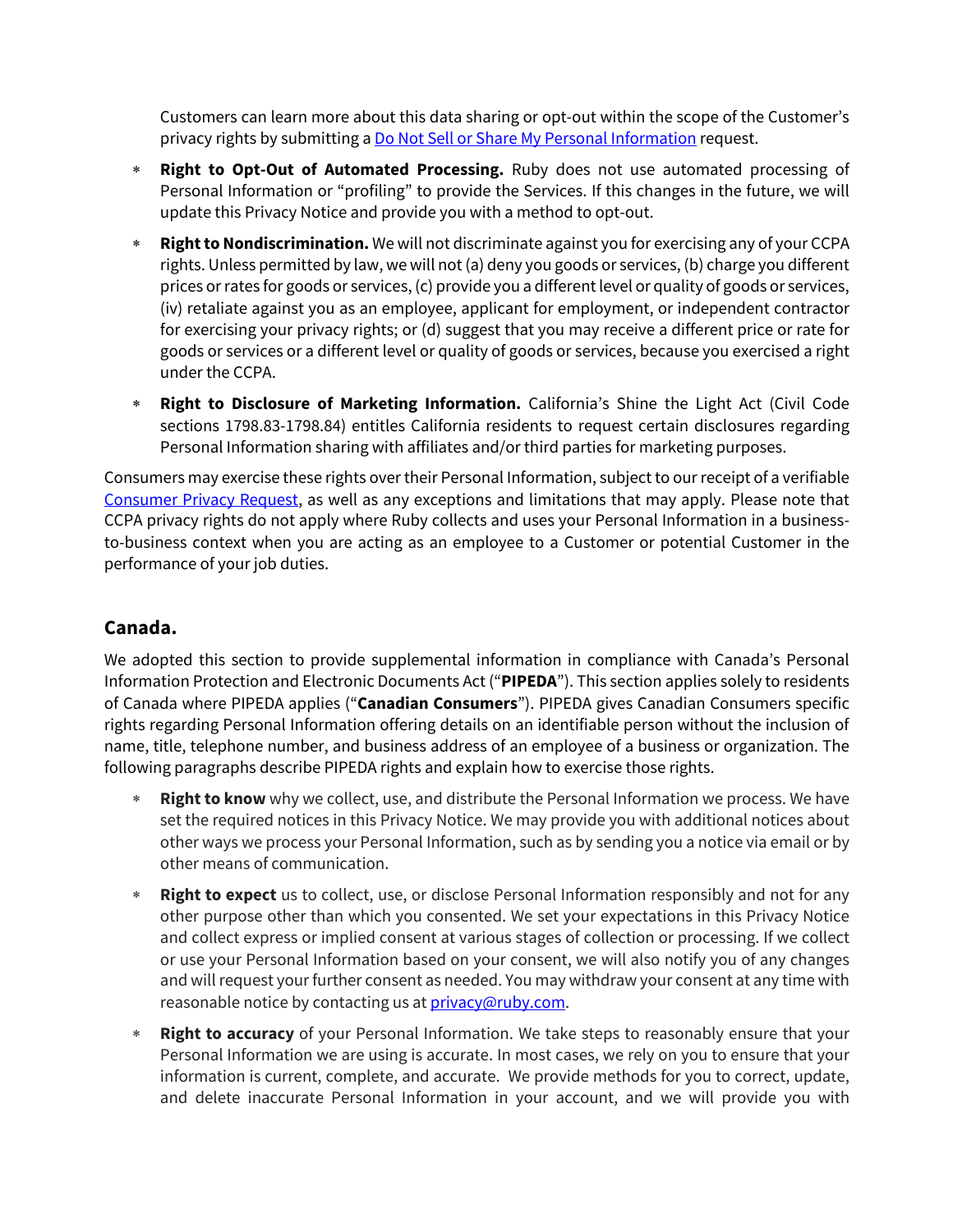Customers can learn more about this data sharing or opt-out within the scope of the Customer's privacy rights by submitting a [Do Not Sell or Share My Personal Information]() request.

* **Right to Opt-Out of Automated Processing.** Ruby does not use automated processing of Personal Information or "profiling" to provide the Services. If this changes in the future, we will update this Privacy Notice and provide you with a method to opt-out.
* **Right to Nondiscrimination.** We will not discriminate against you for exercising any of your CCPA rights. Unless permitted by law, we will not (a) deny you goods or services, (b) charge you different prices or rates for goods or services, (c) provide you a different level or quality of goods or services, (iv) retaliate against you as an employee, applicant for employment, or independent contractor for exercising your privacy rights; or (d) suggest that you may receive a different price or rate for goods or services or a different level or quality of goods or services, because you exercised a right under the CCPA.
* **Right to Disclosure of Marketing Information.** California's Shine the Light Act (Civil Code sections 1798.83-1798.84) entitles California residents to request certain disclosures regarding Personal Information sharing with affiliates and/or third parties for marketing purposes.

Consumers may exercise these rights over their Personal Information, subject to our receipt of a verifiable [Consumer Privacy Request](), as well as any exceptions and limitations that may apply. Please note that CCPA privacy rights do not apply where Ruby collects and uses your Personal Information in a business-to-business context when you are acting as an employee to a Customer or potential Customer in the performance of your job duties.

## Canada.

We adopted this section to provide supplemental information in compliance with Canada's Personal Information Protection and Electronic Documents Act ("**PIPEDA**"). This section applies solely to residents of Canada where PIPEDA applies ("**Canadian Consumers**"). PIPEDA gives Canadian Consumers specific rights regarding Personal Information offering details on an identifiable person without the inclusion of name, title, telephone number, and business address of an employee of a business or organization. The following paragraphs describe PIPEDA rights and explain how to exercise those rights.

* **Right to know** why we collect, use, and distribute the Personal Information we process. We have set the required notices in this Privacy Notice. We may provide you with additional notices about other ways we process your Personal Information, such as by sending you a notice via email or by other means of communication.
* **Right to expect** us to collect, use, or disclose Personal Information responsibly and not for any other purpose other than which you consented. We set your expectations in this Privacy Notice and collect express or implied consent at various stages of collection or processing. If we collect or use your Personal Information based on your consent, we will also notify you of any changes and will request your further consent as needed. You may withdraw your consent at any time with reasonable notice by contacting us at [privacy@ruby.com](mailto:privacy@ruby.com).
* **Right to accuracy** of your Personal Information. We take steps to reasonably ensure that your Personal Information we are using is accurate. In most cases, we rely on you to ensure that your information is current, complete, and accurate. We provide methods for you to correct, update, and delete inaccurate Personal Information in your account, and we will provide you with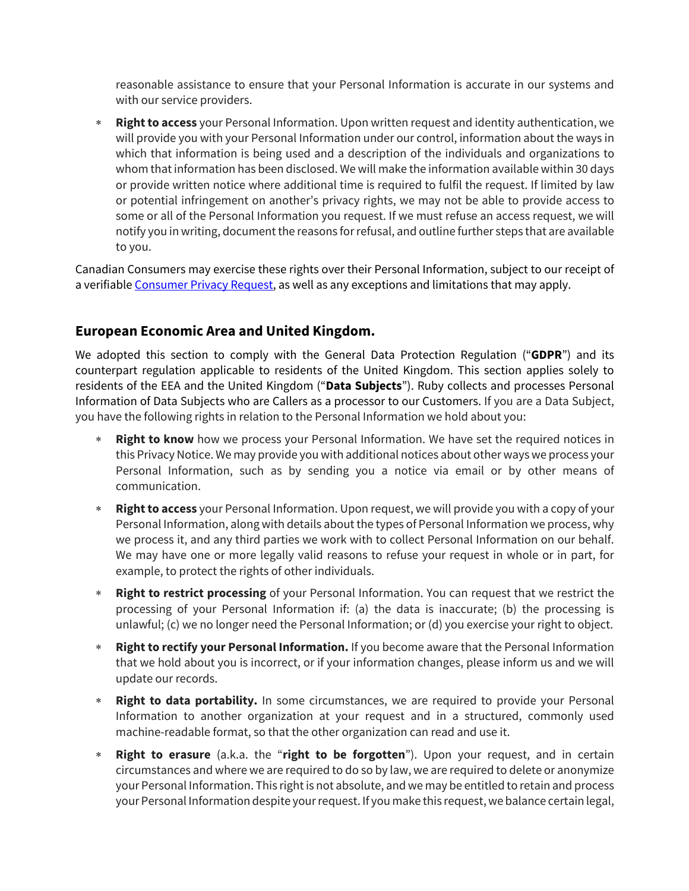reasonable assistance to ensure that your Personal Information is accurate in our systems and with our service providers.

- **Right to access** your Personal Information. Upon written request and identity authentication, we will provide you with your Personal Information under our control, information about the ways in which that information is being used and a description of the individuals and organizations to whom that information has been disclosed. We will make the information available within 30 days or provide written notice where additional time is required to fulfil the request. If limited by law or potential infringement on another's privacy rights, we may not be able to provide access to some or all of the Personal Information you request. If we must refuse an access request, we will notify you in writing, document the reasons for refusal, and outline further steps that are available to you.

Canadian Consumers may exercise these rights over their Personal Information, subject to our receipt of a verifiable [Consumer Privacy Request](), as well as any exceptions and limitations that may apply.

## European Economic Area and United Kingdom.

We adopted this section to comply with the General Data Protection Regulation ("**GDPR**") and its counterpart regulation applicable to residents of the United Kingdom. This section applies solely to residents of the EEA and the United Kingdom ("**Data Subjects**"). Ruby collects and processes Personal Information of Data Subjects who are Callers as a processor to our Customers. If you are a Data Subject, you have the following rights in relation to the Personal Information we hold about you:

- **Right to know** how we process your Personal Information. We have set the required notices in this Privacy Notice. We may provide you with additional notices about other ways we process your Personal Information, such as by sending you a notice via email or by other means of communication.
- **Right to access** your Personal Information. Upon request, we will provide you with a copy of your Personal Information, along with details about the types of Personal Information we process, why we process it, and any third parties we work with to collect Personal Information on our behalf. We may have one or more legally valid reasons to refuse your request in whole or in part, for example, to protect the rights of other individuals.
- **Right to restrict processing** of your Personal Information. You can request that we restrict the processing of your Personal Information if: (a) the data is inaccurate; (b) the processing is unlawful; (c) we no longer need the Personal Information; or (d) you exercise your right to object.
- **Right to rectify your Personal Information.** If you become aware that the Personal Information that we hold about you is incorrect, or if your information changes, please inform us and we will update our records.
- **Right to data portability.** In some circumstances, we are required to provide your Personal Information to another organization at your request and in a structured, commonly used machine-readable format, so that the other organization can read and use it.
- **Right to erasure** (a.k.a. the "**right to be forgotten**"). Upon your request, and in certain circumstances and where we are required to do so by law, we are required to delete or anonymize your Personal Information. This right is not absolute, and we may be entitled to retain and process your Personal Information despite your request. If you make this request, we balance certain legal,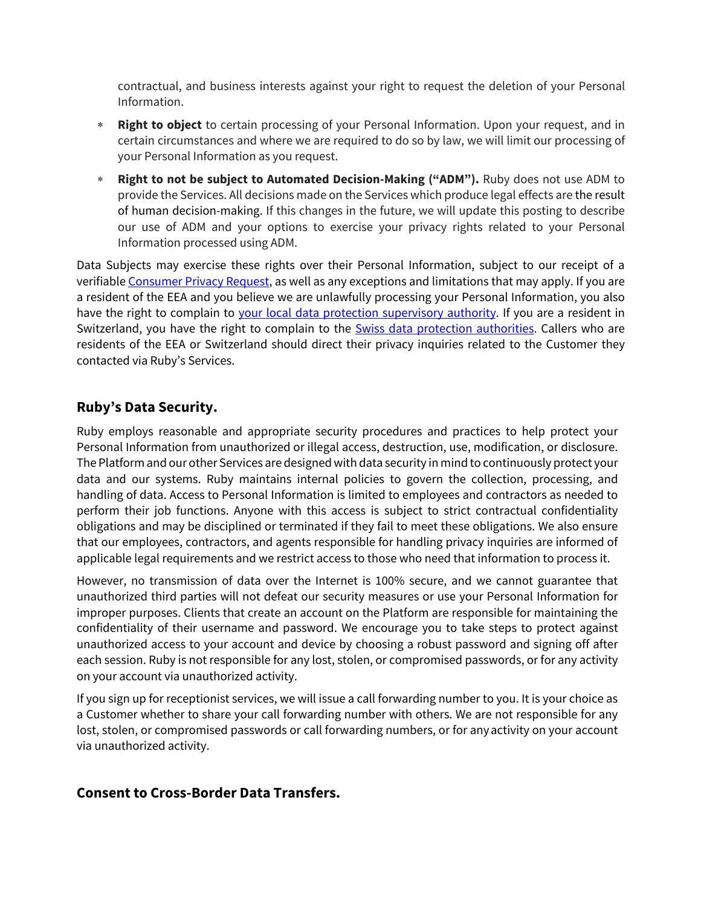contractual, and business interests against your right to request the deletion of your Personal Information.

* **Right to object** to certain processing of your Personal Information. Upon your request, and in certain circumstances and where we are required to do so by law, we will limit our processing of your Personal Information as you request.
* **Right to not be subject to Automated Decision-Making ("ADM").** Ruby does not use ADM to provide the Services. All decisions made on the Services which produce legal effects are the result of human decision-making. If this changes in the future, we will update this posting to describe our use of ADM and your options to exercise your privacy rights related to your Personal Information processed using ADM.

Data Subjects may exercise these rights over their Personal Information, subject to our receipt of a verifiable Consumer Privacy Request, as well as any exceptions and limitations that may apply. If you are a resident of the EEA and you believe we are unlawfully processing your Personal Information, you also have the right to complain to your local data protection supervisory authority. If you are a resident in Switzerland, you have the right to complain to the Swiss data protection authorities. Callers who are residents of the EEA or Switzerland should direct their privacy inquiries related to the Customer they contacted via Ruby's Services.

## Ruby's Data Security.

Ruby employs reasonable and appropriate security procedures and practices to help protect your Personal Information from unauthorized or illegal access, destruction, use, modification, or disclosure. The Platform and our other Services are designed with data security in mind to continuously protect your data and our systems. Ruby maintains internal policies to govern the collection, processing, and handling of data. Access to Personal Information is limited to employees and contractors as needed to perform their job functions. Anyone with this access is subject to strict contractual confidentiality obligations and may be disciplined or terminated if they fail to meet these obligations. We also ensure that our employees, contractors, and agents responsible for handling privacy inquiries are informed of applicable legal requirements and we restrict access to those who need that information to process it.

However, no transmission of data over the Internet is 100% secure, and we cannot guarantee that unauthorized third parties will not defeat our security measures or use your Personal Information for improper purposes. Clients that create an account on the Platform are responsible for maintaining the confidentiality of their username and password. We encourage you to take steps to protect against unauthorized access to your account and device by choosing a robust password and signing off after each session. Ruby is not responsible for any lost, stolen, or compromised passwords, or for any activity on your account via unauthorized activity.

If you sign up for receptionist services, we will issue a call forwarding number to you. It is your choice as a Customer whether to share your call forwarding number with others. We are not responsible for any lost, stolen, or compromised passwords or call forwarding numbers, or for any activity on your account via unauthorized activity.

## Consent to Cross-Border Data Transfers.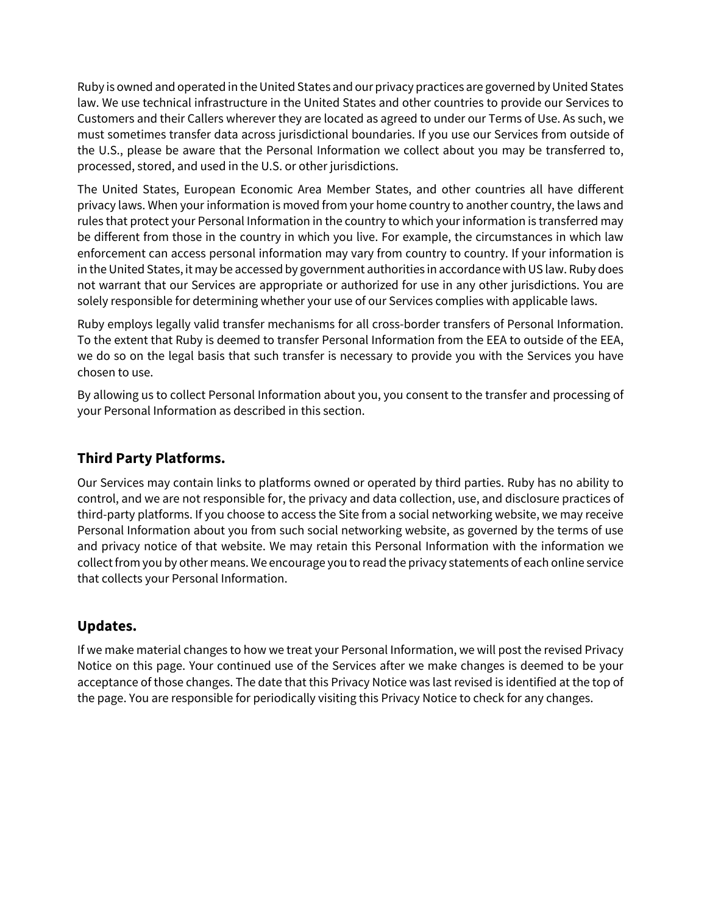Ruby is owned and operated in the United States and our privacy practices are governed by United States law. We use technical infrastructure in the United States and other countries to provide our Services to Customers and their Callers wherever they are located as agreed to under our Terms of Use. As such, we must sometimes transfer data across jurisdictional boundaries. If you use our Services from outside of the U.S., please be aware that the Personal Information we collect about you may be transferred to, processed, stored, and used in the U.S. or other jurisdictions.

The United States, European Economic Area Member States, and other countries all have different privacy laws. When your information is moved from your home country to another country, the laws and rules that protect your Personal Information in the country to which your information is transferred may be different from those in the country in which you live. For example, the circumstances in which law enforcement can access personal information may vary from country to country. If your information is in the United States, it may be accessed by government authorities in accordance with US law. Ruby does not warrant that our Services are appropriate or authorized for use in any other jurisdictions. You are solely responsible for determining whether your use of our Services complies with applicable laws.

Ruby employs legally valid transfer mechanisms for all cross-border transfers of Personal Information. To the extent that Ruby is deemed to transfer Personal Information from the EEA to outside of the EEA, we do so on the legal basis that such transfer is necessary to provide you with the Services you have chosen to use.

By allowing us to collect Personal Information about you, you consent to the transfer and processing of your Personal Information as described in this section.

## Third Party Platforms.

Our Services may contain links to platforms owned or operated by third parties. Ruby has no ability to control, and we are not responsible for, the privacy and data collection, use, and disclosure practices of third-party platforms. If you choose to access the Site from a social networking website, we may receive Personal Information about you from such social networking website, as governed by the terms of use and privacy notice of that website. We may retain this Personal Information with the information we collect from you by other means. We encourage you to read the privacy statements of each online service that collects your Personal Information.

## Updates.

If we make material changes to how we treat your Personal Information, we will post the revised Privacy Notice on this page. Your continued use of the Services after we make changes is deemed to be your acceptance of those changes. The date that this Privacy Notice was last revised is identified at the top of the page. You are responsible for periodically visiting this Privacy Notice to check for any changes.